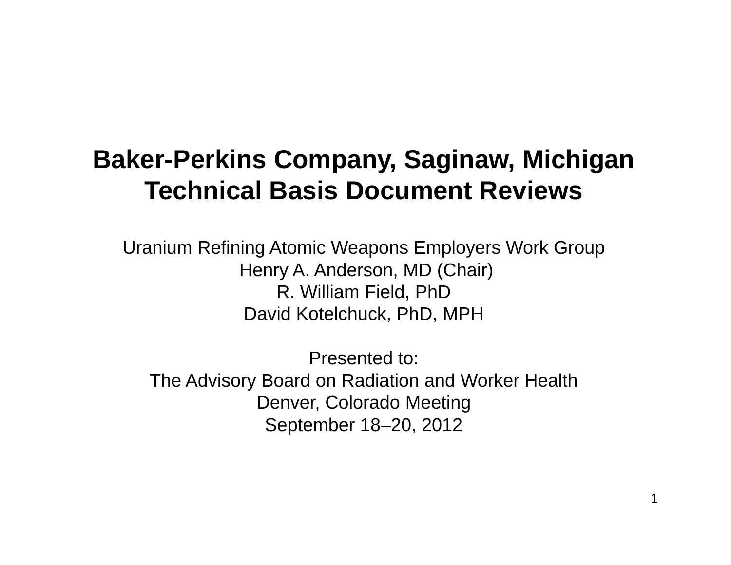# Baker-Perkins Company, Saginaw, Michigan Technical Basis Document Reviews

Uranium Refining Atomic Weapons Employers Work Group

Henry A. Anderson, MD (Chair)

R. William Field, PhD

David Kotelchuck, PhD, MPH

Presented to:

The Advisory Board on Radiation and Worker Health

Denver, Colorado Meeting

September 18–20, 2012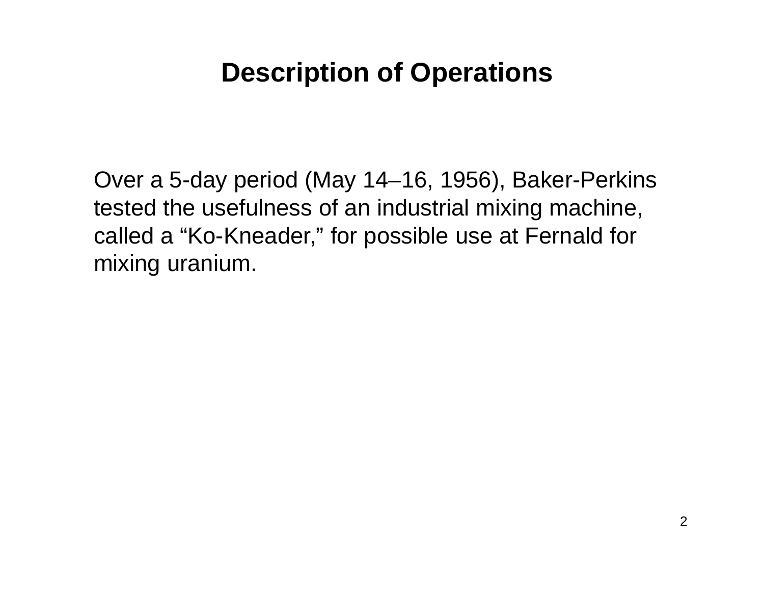# Description of Operations

Over a 5-day period (May 14–16, 1956), Baker-Perkins tested the usefulness of an industrial mixing machine, called a “Ko-Kneader,” for possible use at Fernald for mixing uranium.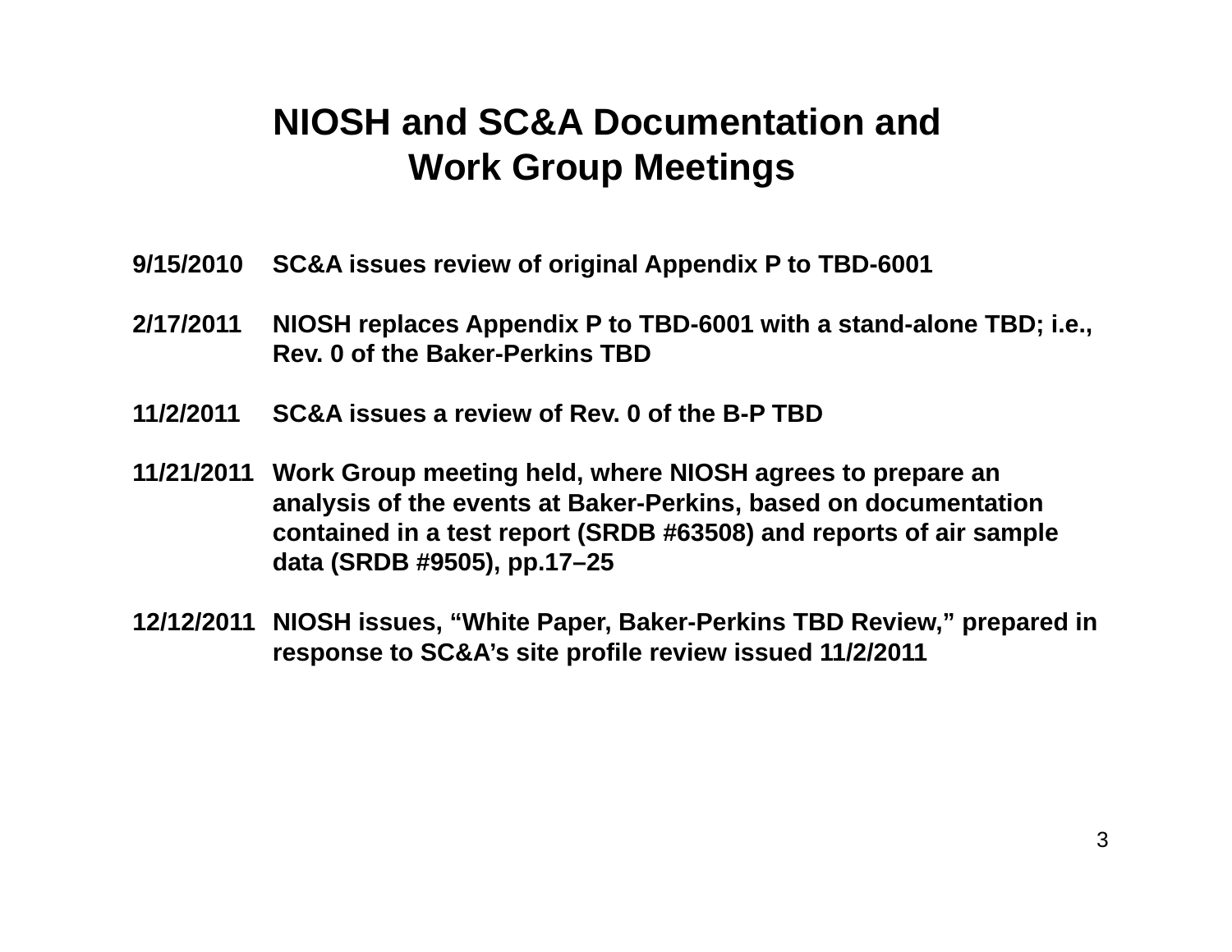# NIOSH and SC&A Documentation and Work Group Meetings

**9/15/2010** SC&A issues review of original Appendix P to TBD-6001

**2/17/2011** NIOSH replaces Appendix P to TBD-6001 with a stand-alone TBD; i.e., Rev. 0 of the Baker-Perkins TBD

**11/2/2011** SC&A issues a review of Rev. 0 of the B-P TBD

**11/21/2011** Work Group meeting held, where NIOSH agrees to prepare an analysis of the events at Baker-Perkins, based on documentation contained in a test report (SRDB #63508) and reports of air sample data (SRDB #9505), pp.17–25

**12/12/2011** NIOSH issues, "White Paper, Baker-Perkins TBD Review," prepared in response to SC&A's site profile review issued 11/2/2011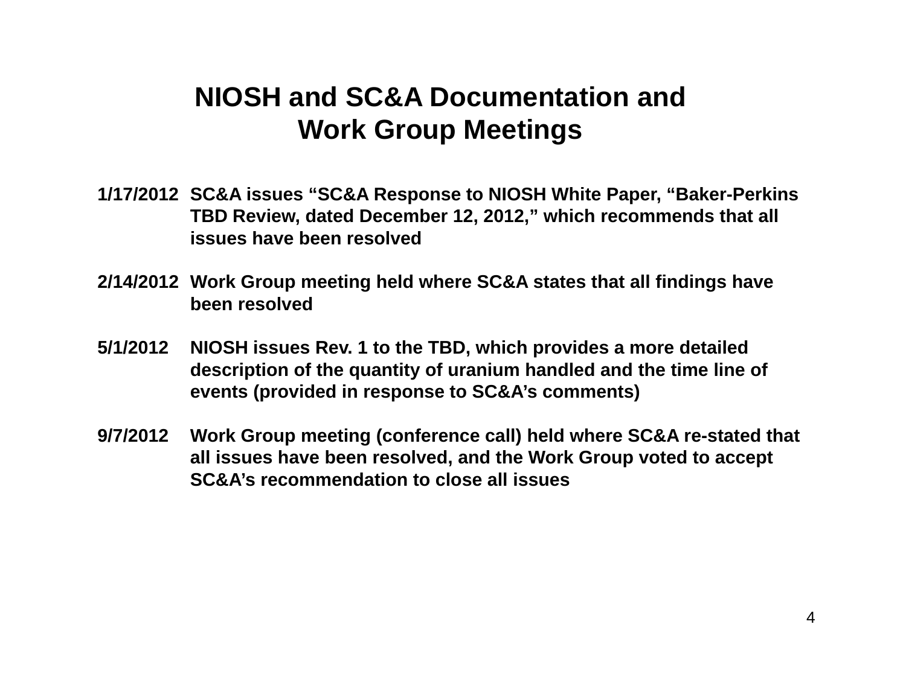# NIOSH and SC&A Documentation and Work Group Meetings

**1/17/2012** SC&A issues "SC&A Response to NIOSH White Paper, "Baker-Perkins TBD Review, dated December 12, 2012," which recommends that all issues have been resolved

**2/14/2012** Work Group meeting held where SC&A states that all findings have been resolved

**5/1/2012** NIOSH issues Rev. 1 to the TBD, which provides a more detailed description of the quantity of uranium handled and the time line of events (provided in response to SC&A's comments)

**9/7/2012** Work Group meeting (conference call) held where SC&A re-stated that all issues have been resolved, and the Work Group voted to accept SC&A's recommendation to close all issues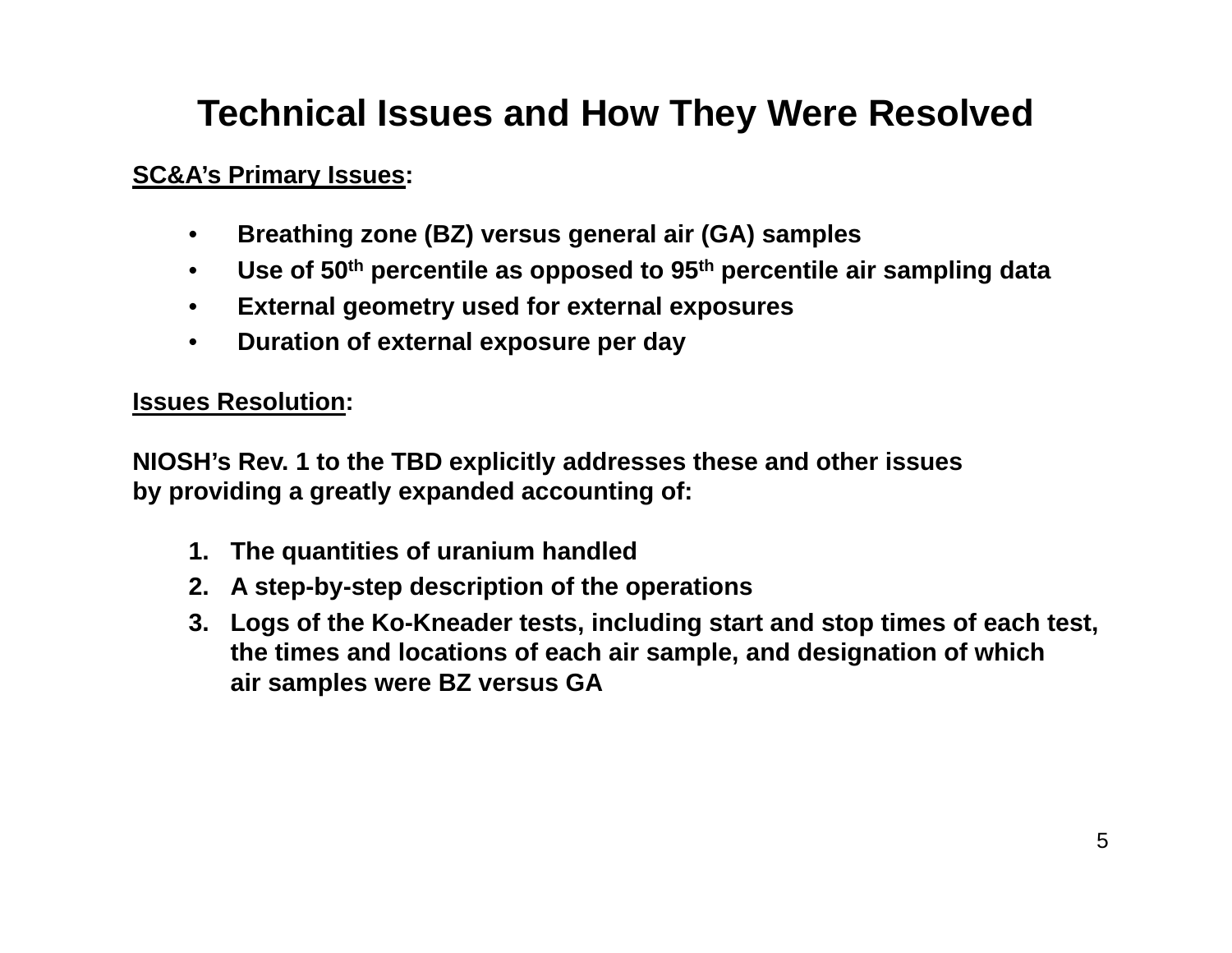# Technical Issues and How They Were Resolved

**SC&A's Primary Issues:**

- **Breathing zone (BZ) versus general air (GA) samples**
- **Use of 50$^{th}$ percentile as opposed to 95$^{th}$ percentile air sampling data**
- **External geometry used for external exposures**
- **Duration of external exposure per day**

**Issues Resolution:**

**NIOSH's Rev. 1 to the TBD explicitly addresses these and other issues by providing a greatly expanded accounting of:**

1. **The quantities of uranium handled**
2. **A step-by-step description of the operations**
3. **Logs of the Ko-Kneader tests, including start and stop times of each test, the times and locations of each air sample, and designation of which air samples were BZ versus GA**